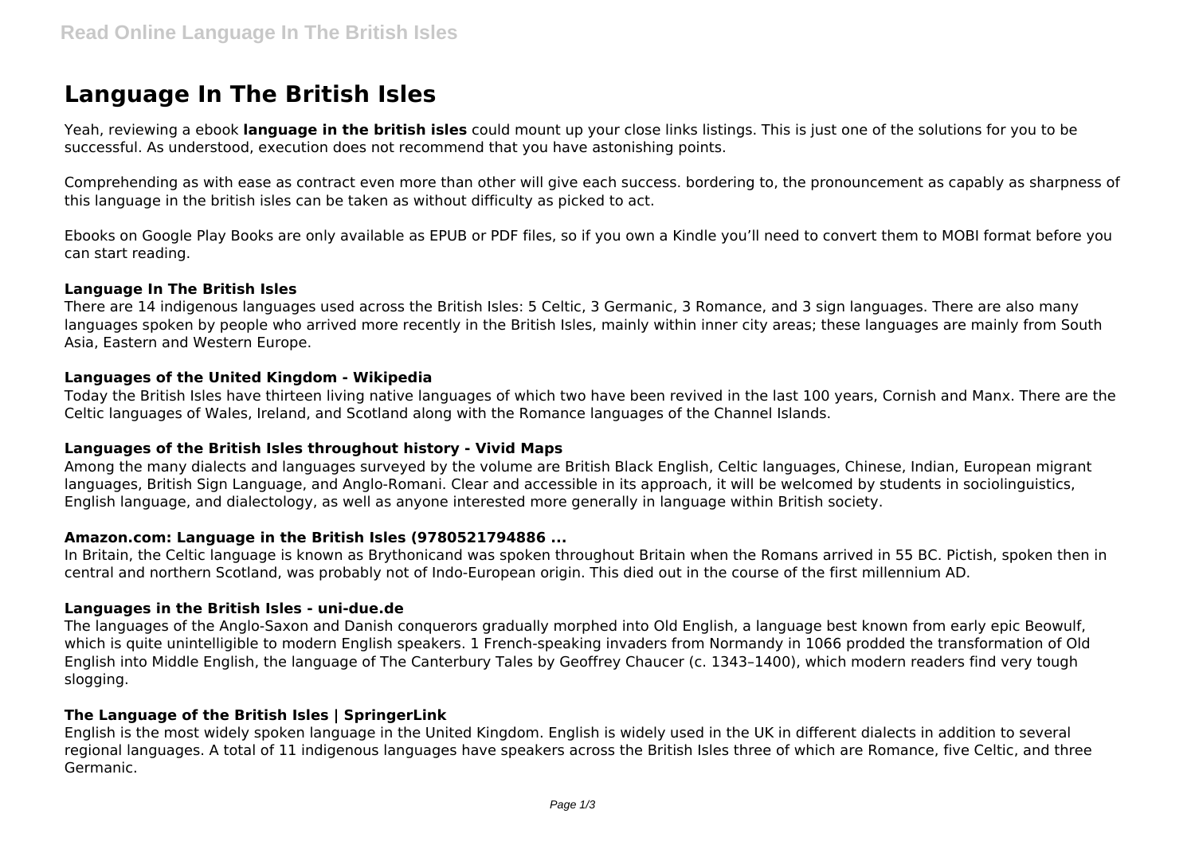# Language In The British Isles

Yeah, reviewing a ebook **language in the british isles** could mount up your close links listings. This is just one of the solutions for you to be successful. As understood, execution does not recommend that you have astonishing points.

Comprehending as with ease as contract even more than other will give each success. bordering to, the pronouncement as capably as sharpness of this language in the british isles can be taken as without difficulty as picked to act.

Ebooks on Google Play Books are only available as EPUB or PDF files, so if you own a Kindle you'll need to convert them to MOBI format before you can start reading.

### Language In The British Isles

There are 14 indigenous languages used across the British Isles: 5 Celtic, 3 Germanic, 3 Romance, and 3 sign languages. There are also many languages spoken by people who arrived more recently in the British Isles, mainly within inner city areas; these languages are mainly from South Asia, Eastern and Western Europe.

### Languages of the United Kingdom - Wikipedia

Today the British Isles have thirteen living native languages of which two have been revived in the last 100 years, Cornish and Manx. There are the Celtic languages of Wales, Ireland, and Scotland along with the Romance languages of the Channel Islands.

### Languages of the British Isles throughout history - Vivid Maps

Among the many dialects and languages surveyed by the volume are British Black English, Celtic languages, Chinese, Indian, European migrant languages, British Sign Language, and Anglo-Romani. Clear and accessible in its approach, it will be welcomed by students in sociolinguistics, English language, and dialectology, as well as anyone interested more generally in language within British society.

### Amazon.com: Language in the British Isles (9780521794886 ...

In Britain, the Celtic language is known as Brythonicand was spoken throughout Britain when the Romans arrived in 55 BC. Pictish, spoken then in central and northern Scotland, was probably not of Indo-European origin. This died out in the course of the first millennium AD.

### Languages in the British Isles - uni-due.de

The languages of the Anglo-Saxon and Danish conquerors gradually morphed into Old English, a language best known from early epic Beowulf, which is quite unintelligible to modern English speakers. 1 French-speaking invaders from Normandy in 1066 prodded the transformation of Old English into Middle English, the language of The Canterbury Tales by Geoffrey Chaucer (c. 1343–1400), which modern readers find very tough slogging.

### The Language of the British Isles | SpringerLink

English is the most widely spoken language in the United Kingdom. English is widely used in the UK in different dialects in addition to several regional languages. A total of 11 indigenous languages have speakers across the British Isles three of which are Romance, five Celtic, and three Germanic.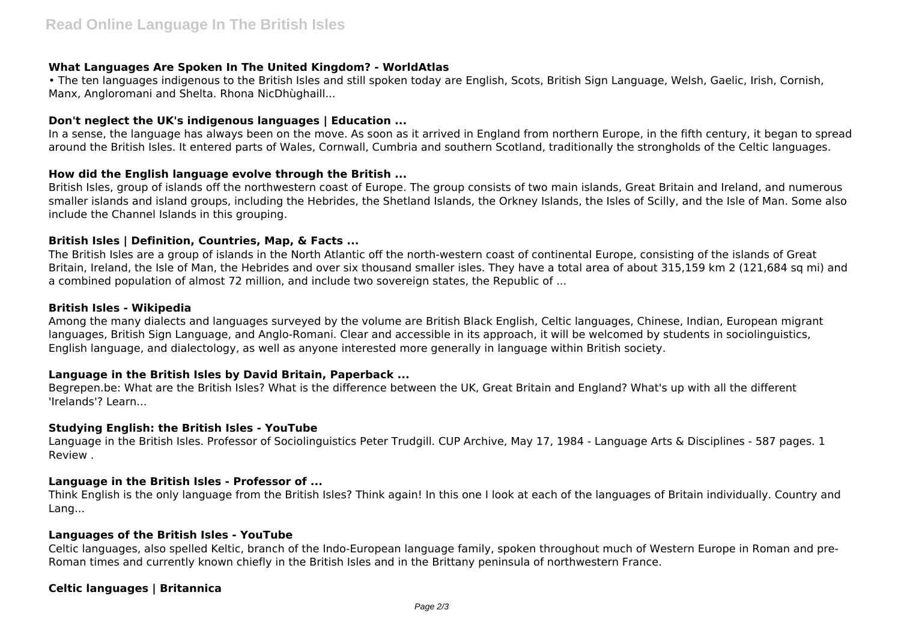### What Languages Are Spoken In The United Kingdom? - WorldAtlas

• The ten languages indigenous to the British Isles and still spoken today are English, Scots, British Sign Language, Welsh, Gaelic, Irish, Cornish, Manx, Angloromani and Shelta. Rhona NicDhùghaill...

### Don't neglect the UK's indigenous languages | Education ...

In a sense, the language has always been on the move. As soon as it arrived in England from northern Europe, in the fifth century, it began to spread around the British Isles. It entered parts of Wales, Cornwall, Cumbria and southern Scotland, traditionally the strongholds of the Celtic languages.

### How did the English language evolve through the British ...

British Isles, group of islands off the northwestern coast of Europe. The group consists of two main islands, Great Britain and Ireland, and numerous smaller islands and island groups, including the Hebrides, the Shetland Islands, the Orkney Islands, the Isles of Scilly, and the Isle of Man. Some also include the Channel Islands in this grouping.

### British Isles | Definition, Countries, Map, & Facts ...

The British Isles are a group of islands in the North Atlantic off the north-western coast of continental Europe, consisting of the islands of Great Britain, Ireland, the Isle of Man, the Hebrides and over six thousand smaller isles. They have a total area of about 315,159 km 2 (121,684 sq mi) and a combined population of almost 72 million, and include two sovereign states, the Republic of ...

### British Isles - Wikipedia

Among the many dialects and languages surveyed by the volume are British Black English, Celtic languages, Chinese, Indian, European migrant languages, British Sign Language, and Anglo-Romani. Clear and accessible in its approach, it will be welcomed by students in sociolinguistics, English language, and dialectology, as well as anyone interested more generally in language within British society.

### Language in the British Isles by David Britain, Paperback ...

Begrepen.be: What are the British Isles? What is the difference between the UK, Great Britain and England? What's up with all the different 'Irelands'? Learn...

### Studying English: the British Isles - YouTube

Language in the British Isles. Professor of Sociolinguistics Peter Trudgill. CUP Archive, May 17, 1984 - Language Arts & Disciplines - 587 pages. 1 Review .

### Language in the British Isles - Professor of ...

Think English is the only language from the British Isles? Think again! In this one I look at each of the languages of Britain individually. Country and Lang...

### Languages of the British Isles - YouTube

Celtic languages, also spelled Keltic, branch of the Indo-European language family, spoken throughout much of Western Europe in Roman and pre-Roman times and currently known chiefly in the British Isles and in the Brittany peninsula of northwestern France.

### Celtic languages | Britannica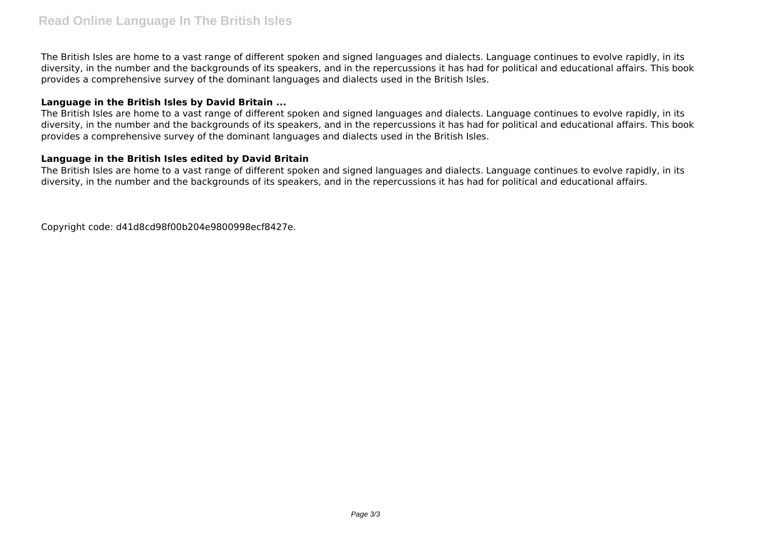The British Isles are home to a vast range of different spoken and signed languages and dialects. Language continues to evolve rapidly, in its diversity, in the number and the backgrounds of its speakers, and in the repercussions it has had for political and educational affairs. This book provides a comprehensive survey of the dominant languages and dialects used in the British Isles.

**Language in the British Isles by David Britain ...**

The British Isles are home to a vast range of different spoken and signed languages and dialects. Language continues to evolve rapidly, in its diversity, in the number and the backgrounds of its speakers, and in the repercussions it has had for political and educational affairs. This book provides a comprehensive survey of the dominant languages and dialects used in the British Isles.

**Language in the British Isles edited by David Britain**

The British Isles are home to a vast range of different spoken and signed languages and dialects. Language continues to evolve rapidly, in its diversity, in the number and the backgrounds of its speakers, and in the repercussions it has had for political and educational affairs.

Copyright code: d41d8cd98f00b204e9800998ecf8427e.